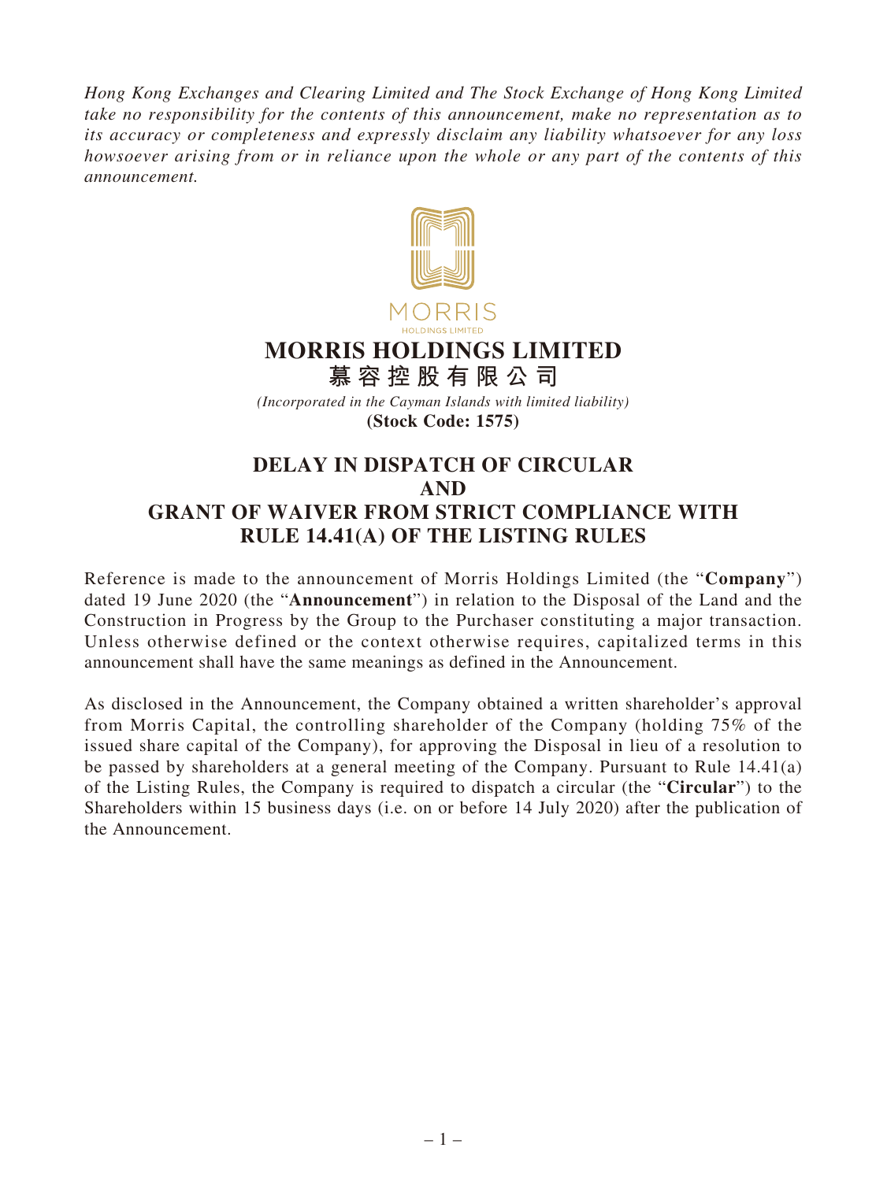*Hong Kong Exchanges and Clearing Limited and The Stock Exchange of Hong Kong Limited take no responsibility for the contents of this announcement, make no representation as to its accuracy or completeness and expressly disclaim any liability whatsoever for any loss howsoever arising from or in reliance upon the whole or any part of the contents of this announcement.*

MORRIS
HOLDINGS LIMITED

# MORRIS HOLDINGS LIMITED
# 慕容控股有限公司

*(Incorporated in the Cayman Islands with limited liability)*
**(Stock Code: 1575)**

## DELAY IN DISPATCH OF CIRCULAR AND GRANT OF WAIVER FROM STRICT COMPLIANCE WITH RULE 14.41(A) OF THE LISTING RULES

Reference is made to the announcement of Morris Holdings Limited (the "**Company**") dated 19 June 2020 (the "**Announcement**") in relation to the Disposal of the Land and the Construction in Progress by the Group to the Purchaser constituting a major transaction. Unless otherwise defined or the context otherwise requires, capitalized terms in this announcement shall have the same meanings as defined in the Announcement.

As disclosed in the Announcement, the Company obtained a written shareholder's approval from Morris Capital, the controlling shareholder of the Company (holding 75% of the issued share capital of the Company), for approving the Disposal in lieu of a resolution to be passed by shareholders at a general meeting of the Company. Pursuant to Rule 14.41(a) of the Listing Rules, the Company is required to dispatch a circular (the "**Circular**") to the Shareholders within 15 business days (i.e. on or before 14 July 2020) after the publication of the Announcement.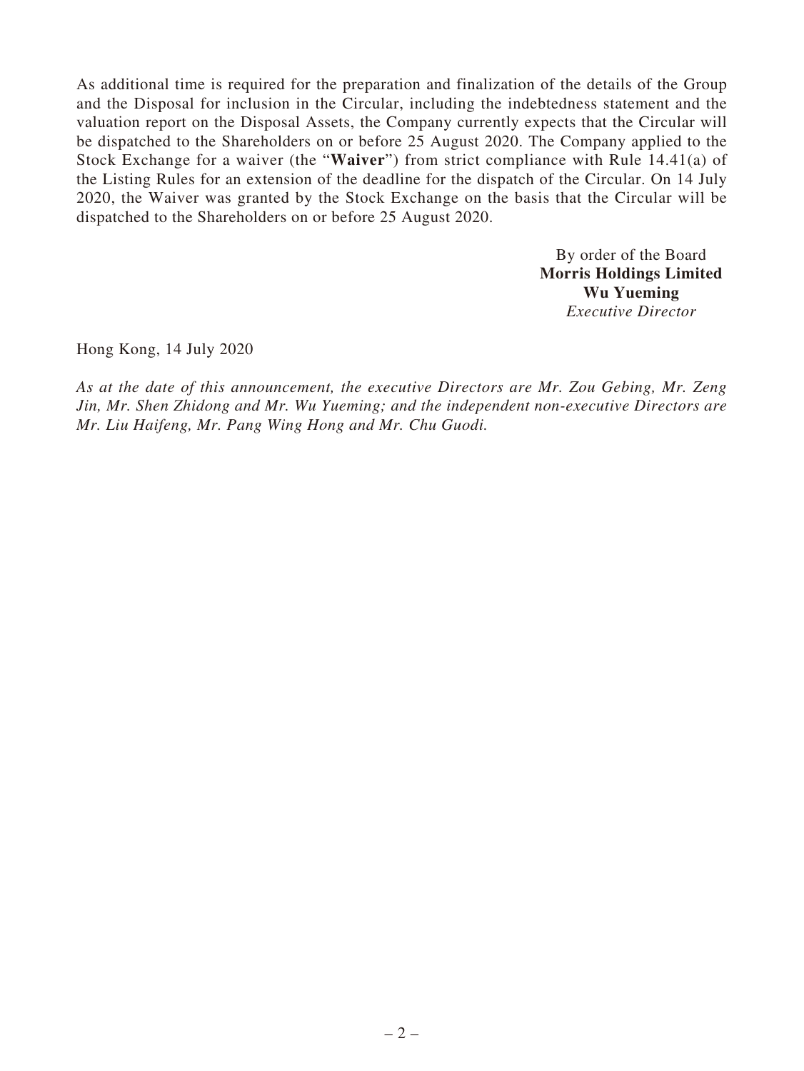As additional time is required for the preparation and finalization of the details of the Group and the Disposal for inclusion in the Circular, including the indebtedness statement and the valuation report on the Disposal Assets, the Company currently expects that the Circular will be dispatched to the Shareholders on or before 25 August 2020. The Company applied to the Stock Exchange for a waiver (the "**Waiver**") from strict compliance with Rule 14.41(a) of the Listing Rules for an extension of the deadline for the dispatch of the Circular. On 14 July 2020, the Waiver was granted by the Stock Exchange on the basis that the Circular will be dispatched to the Shareholders on or before 25 August 2020.

By order of the Board
**Morris Holdings Limited**
**Wu Yueming**
*Executive Director*

Hong Kong, 14 July 2020

*As at the date of this announcement, the executive Directors are Mr. Zou Gebing, Mr. Zeng Jin, Mr. Shen Zhidong and Mr. Wu Yueming; and the independent non-executive Directors are Mr. Liu Haifeng, Mr. Pang Wing Hong and Mr. Chu Guodi.*